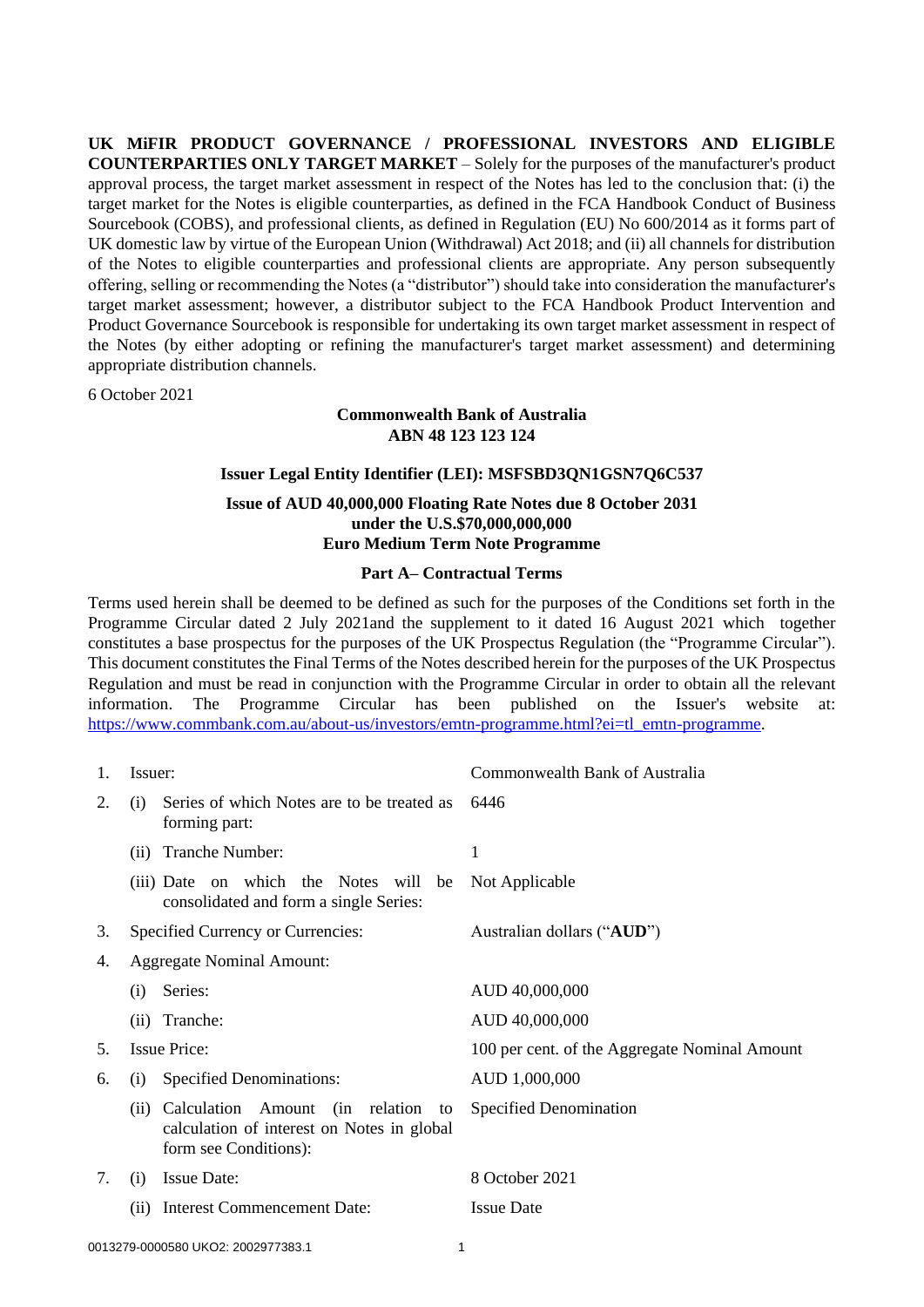**UK MiFIR PRODUCT GOVERNANCE / PROFESSIONAL INVESTORS AND ELIGIBLE COUNTERPARTIES ONLY TARGET MARKET** – Solely for the purposes of the manufacturer's product approval process, the target market assessment in respect of the Notes has led to the conclusion that: (i) the target market for the Notes is eligible counterparties, as defined in the FCA Handbook Conduct of Business Sourcebook (COBS), and professional clients, as defined in Regulation (EU) No 600/2014 as it forms part of UK domestic law by virtue of the European Union (Withdrawal) Act 2018; and (ii) all channels for distribution of the Notes to eligible counterparties and professional clients are appropriate. Any person subsequently offering, selling or recommending the Notes (a "distributor") should take into consideration the manufacturer's target market assessment; however, a distributor subject to the FCA Handbook Product Intervention and Product Governance Sourcebook is responsible for undertaking its own target market assessment in respect of the Notes (by either adopting or refining the manufacturer's target market assessment) and determining appropriate distribution channels.

6 October 2021

**Commonwealth Bank of Australia**
**ABN 48 123 123 124**

**Issuer Legal Entity Identifier (LEI): MSFSBD3QN1GSN7Q6C537**

**Issue of AUD 40,000,000 Floating Rate Notes due 8 October 2031**
**under the U.S.$70,000,000,000**
**Euro Medium Term Note Programme**

**Part A– Contractual Terms**

Terms used herein shall be deemed to be defined as such for the purposes of the Conditions set forth in the Programme Circular dated 2 July 2021and the supplement to it dated 16 August 2021 which together constitutes a base prospectus for the purposes of the UK Prospectus Regulation (the "Programme Circular"). This document constitutes the Final Terms of the Notes described herein for the purposes of the UK Prospectus Regulation and must be read in conjunction with the Programme Circular in order to obtain all the relevant information. The Programme Circular has been published on the Issuer's website at: https://www.commbank.com.au/about-us/investors/emtn-programme.html?ei=tl_emtn-programme.

| | | |
|---|---|---|
| 1. | Issuer: | Commonwealth Bank of Australia |
| 2. | (i) Series of which Notes are to be treated as forming part: | 6446 |
| | (ii) Tranche Number: | 1 |
| | (iii) Date on which the Notes will be consolidated and form a single Series: | Not Applicable |
| 3. | Specified Currency or Currencies: | Australian dollars ("**AUD**") |
| 4. | Aggregate Nominal Amount: | |
| | (i) Series: | AUD 40,000,000 |
| | (ii) Tranche: | AUD 40,000,000 |
| 5. | Issue Price: | 100 per cent. of the Aggregate Nominal Amount |
| 6. | (i) Specified Denominations: | AUD 1,000,000 |
| | (ii) Calculation Amount (in relation to calculation of interest on Notes in global form see Conditions): | Specified Denomination |
| 7. | (i) Issue Date: | 8 October 2021 |
| | (ii) Interest Commencement Date: | Issue Date |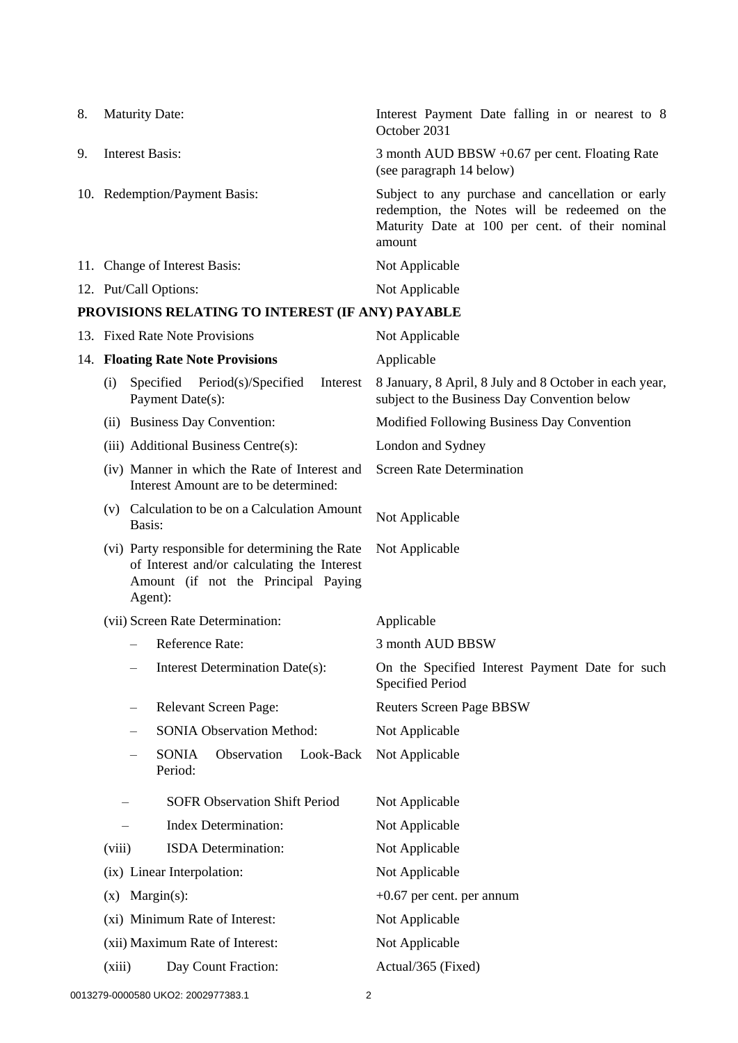| | |
|---|---|
| 8. Maturity Date: | Interest Payment Date falling in or nearest to 8 October 2031 |
| 9. Interest Basis: | 3 month AUD BBSW +0.67 per cent. Floating Rate (see paragraph 14 below) |
| 10. Redemption/Payment Basis: | Subject to any purchase and cancellation or early redemption, the Notes will be redeemed on the Maturity Date at 100 per cent. of their nominal amount |
| 11. Change of Interest Basis: | Not Applicable |
| 12. Put/Call Options: | Not Applicable |

**PROVISIONS RELATING TO INTEREST (IF ANY) PAYABLE**

| | |
|---|---|
| 13. Fixed Rate Note Provisions | Not Applicable |
| 14. **Floating Rate Note Provisions** | Applicable |
| (i) Specified Period(s)/Specified Interest Payment Date(s): | 8 January, 8 April, 8 July and 8 October in each year, subject to the Business Day Convention below |
| (ii) Business Day Convention: | Modified Following Business Day Convention |
| (iii) Additional Business Centre(s): | London and Sydney |
| (iv) Manner in which the Rate of Interest and Interest Amount are to be determined: | Screen Rate Determination |
| (v) Calculation to be on a Calculation Amount Basis: | Not Applicable |
| (vi) Party responsible for determining the Rate of Interest and/or calculating the Interest Amount (if not the Principal Paying Agent): | Not Applicable |
| (vii) Screen Rate Determination: | Applicable |
| – Reference Rate: | 3 month AUD BBSW |
| – Interest Determination Date(s): | On the Specified Interest Payment Date for such Specified Period |
| – Relevant Screen Page: | Reuters Screen Page BBSW |
| – SONIA Observation Method: | Not Applicable |
| – SONIA Observation Look-Back Period: | Not Applicable |
| – SOFR Observation Shift Period | Not Applicable |
| – Index Determination: | Not Applicable |
| (viii) ISDA Determination: | Not Applicable |
| (ix) Linear Interpolation: | Not Applicable |
| (x) Margin(s): | +0.67 per cent. per annum |
| (xi) Minimum Rate of Interest: | Not Applicable |
| (xii) Maximum Rate of Interest: | Not Applicable |
| (xiii) Day Count Fraction: | Actual/365 (Fixed) |

0013279-0000580 UKO2: 2002977383.1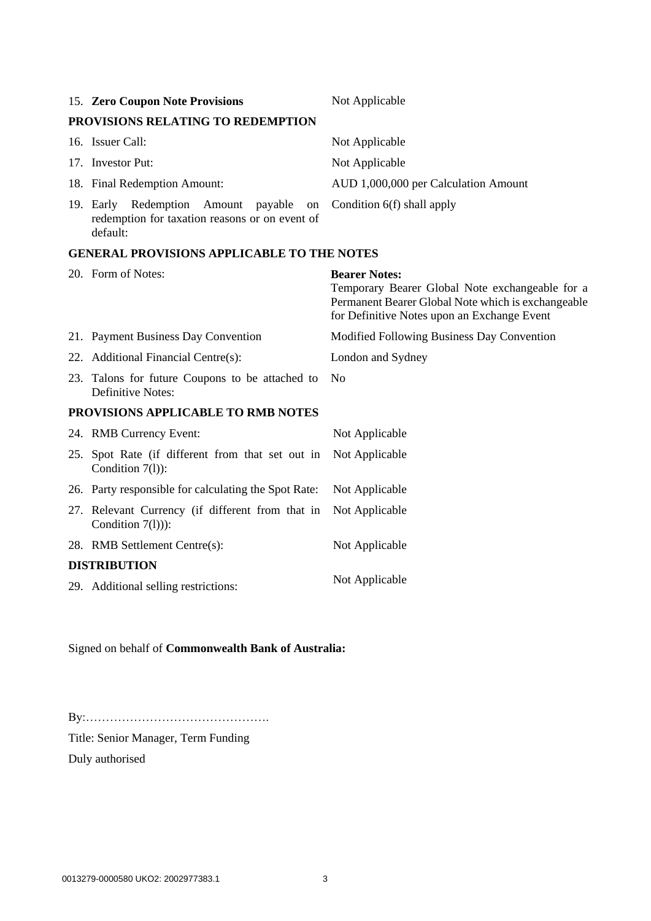| | |
|---|---|
| 15. **Zero Coupon Note Provisions** | Not Applicable |
| **PROVISIONS RELATING TO REDEMPTION** | |
| 16. Issuer Call: | Not Applicable |
| 17. Investor Put: | Not Applicable |
| 18. Final Redemption Amount: | AUD 1,000,000 per Calculation Amount |
| 19. Early Redemption Amount payable on redemption for taxation reasons or on event of default: | Condition 6(f) shall apply |
| **GENERAL PROVISIONS APPLICABLE TO THE NOTES** | |
| 20. Form of Notes: | **Bearer Notes:** Temporary Bearer Global Note exchangeable for a Permanent Bearer Global Note which is exchangeable for Definitive Notes upon an Exchange Event |
| 21. Payment Business Day Convention | Modified Following Business Day Convention |
| 22. Additional Financial Centre(s): | London and Sydney |
| 23. Talons for future Coupons to be attached to Definitive Notes: | No |
| **PROVISIONS APPLICABLE TO RMB NOTES** | |
| 24. RMB Currency Event: | Not Applicable |
| 25. Spot Rate (if different from that set out in Condition 7(l)): | Not Applicable |
| 26. Party responsible for calculating the Spot Rate: | Not Applicable |
| 27. Relevant Currency (if different from that in Condition 7(l))): | Not Applicable |
| 28. RMB Settlement Centre(s): | Not Applicable |
| **DISTRIBUTION** | |
| 29. Additional selling restrictions: | Not Applicable |

Signed on behalf of **Commonwealth Bank of Australia:**

By:……………………………………….

Title: Senior Manager, Term Funding

Duly authorised

0013279-0000580 UKO2: 2002977383.1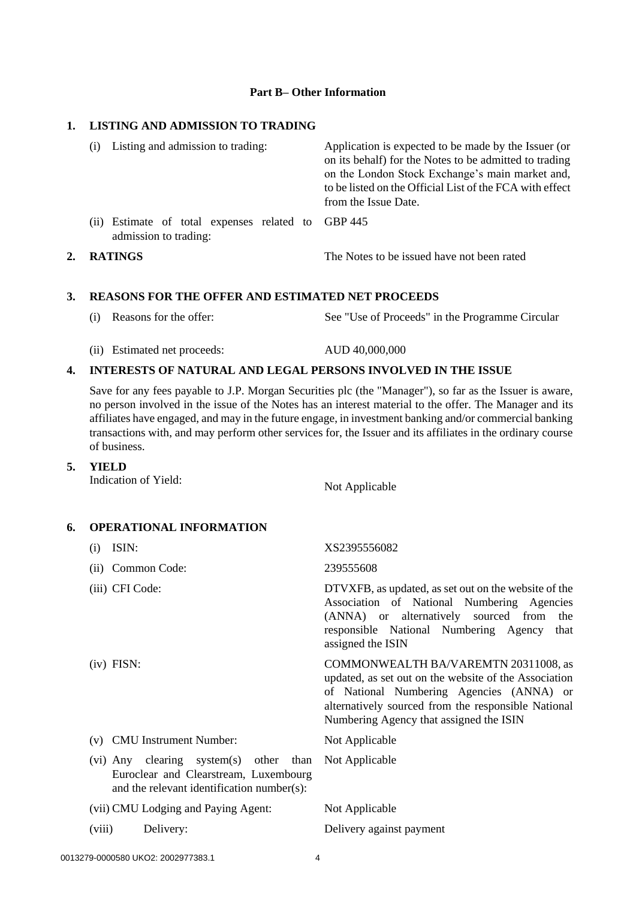## Part B– Other Information

### 1. LISTING AND ADMISSION TO TRADING

| | |
|---|---|
| (i) Listing and admission to trading: | Application is expected to be made by the Issuer (or on its behalf) for the Notes to be admitted to trading on the London Stock Exchange's main market and, to be listed on the Official List of the FCA with effect from the Issue Date. |
| (ii) Estimate of total expenses related to admission to trading: | GBP 445 |

### 2. RATINGS

The Notes to be issued have not been rated

### 3. REASONS FOR THE OFFER AND ESTIMATED NET PROCEEDS

| | |
|---|---|
| (i) Reasons for the offer: | See "Use of Proceeds" in the Programme Circular |
| (ii) Estimated net proceeds: | AUD 40,000,000 |

### 4. INTERESTS OF NATURAL AND LEGAL PERSONS INVOLVED IN THE ISSUE

Save for any fees payable to J.P. Morgan Securities plc (the "Manager"), so far as the Issuer is aware, no person involved in the issue of the Notes has an interest material to the offer. The Manager and its affiliates have engaged, and may in the future engage, in investment banking and/or commercial banking transactions with, and may perform other services for, the Issuer and its affiliates in the ordinary course of business.

### 5. YIELD

| | |
|---|---|
| Indication of Yield: | Not Applicable |

### 6. OPERATIONAL INFORMATION

| | |
|---|---|
| (i) ISIN: | XS2395556082 |
| (ii) Common Code: | 239555608 |
| (iii) CFI Code: | DTVXFB, as updated, as set out on the website of the Association of National Numbering Agencies (ANNA) or alternatively sourced from the responsible National Numbering Agency that assigned the ISIN |
| (iv) FISN: | COMMONWEALTH BA/VAREMTN 20311008, as updated, as set out on the website of the Association of National Numbering Agencies (ANNA) or alternatively sourced from the responsible National Numbering Agency that assigned the ISIN |
| (v) CMU Instrument Number: | Not Applicable |
| (vi) Any clearing system(s) other than Euroclear and Clearstream, Luxembourg and the relevant identification number(s): | Not Applicable |
| (vii) CMU Lodging and Paying Agent: | Not Applicable |
| (viii) Delivery: | Delivery against payment |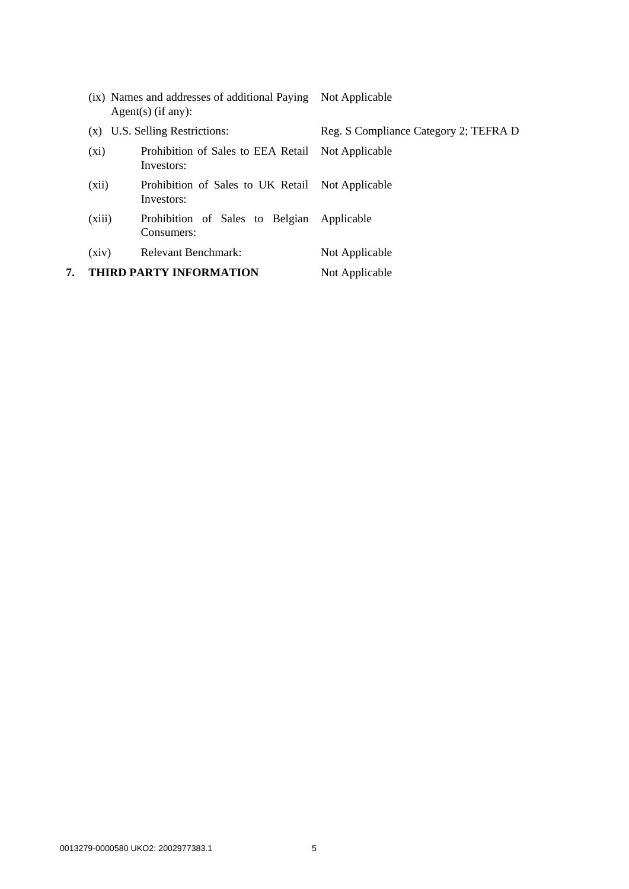| | |
|---|---|
| (ix) Names and addresses of additional Paying Agent(s) (if any): | Not Applicable |
| (x) U.S. Selling Restrictions: | Reg. S Compliance Category 2; TEFRA D |
| (xi) Prohibition of Sales to EEA Retail Investors: | Not Applicable |
| (xii) Prohibition of Sales to UK Retail Investors: | Not Applicable |
| (xiii) Prohibition of Sales to Belgian Consumers: | Applicable |
| (xiv) Relevant Benchmark: | Not Applicable |

**7. THIRD PARTY INFORMATION** Not Applicable

0013279-0000580 UKO2: 2002977383.1